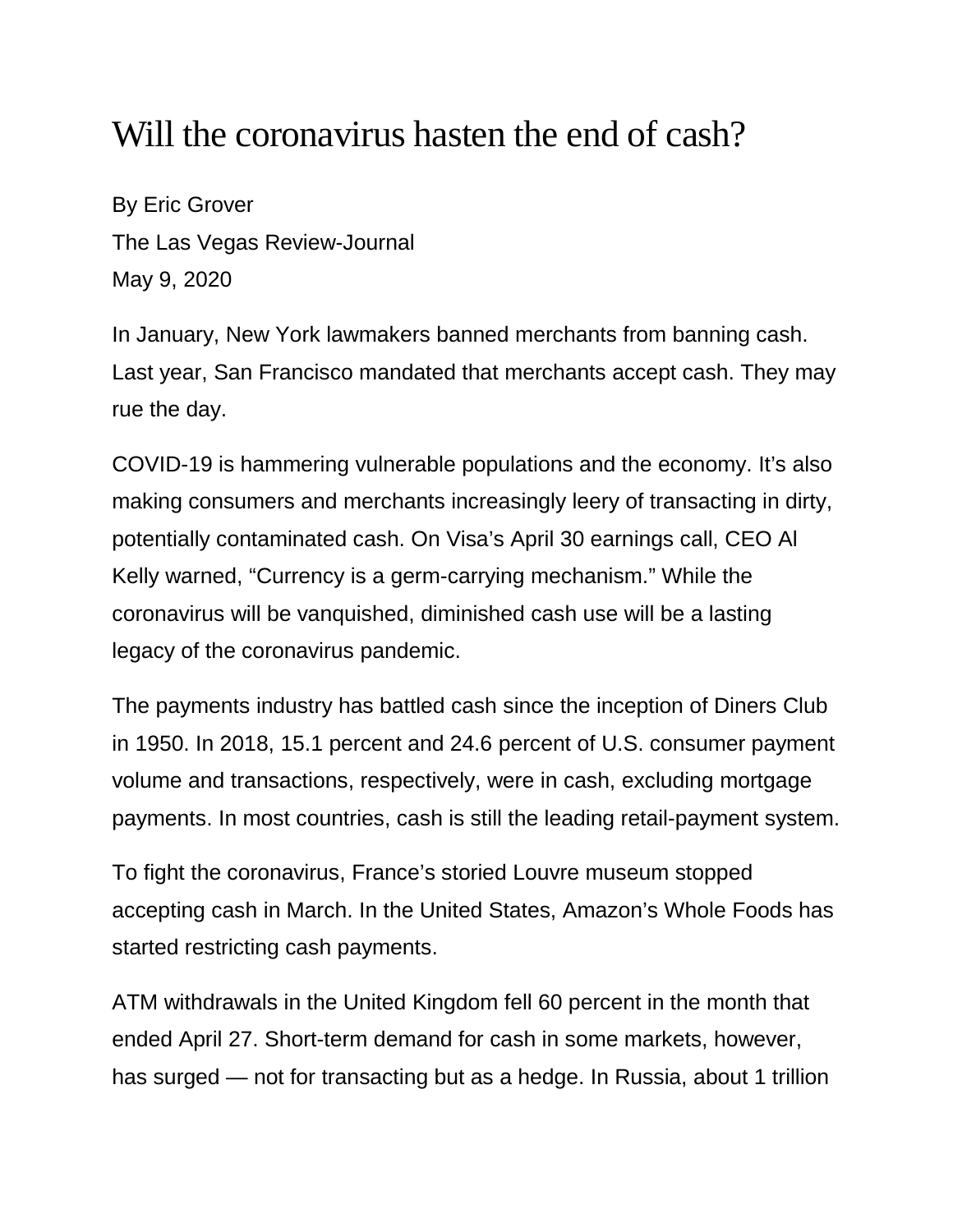# Will the coronavirus hasten the end of cash?

By Eric Grover

The Las Vegas Review-Journal

May 9, 2020

In January, New York lawmakers banned merchants from banning cash. Last year, San Francisco mandated that merchants accept cash. They may rue the day.

COVID-19 is hammering vulnerable populations and the economy. It's also making consumers and merchants increasingly leery of transacting in dirty, potentially contaminated cash. On Visa's April 30 earnings call, CEO Al Kelly warned, "Currency is a germ-carrying mechanism." While the coronavirus will be vanquished, diminished cash use will be a lasting legacy of the coronavirus pandemic.

The payments industry has battled cash since the inception of Diners Club in 1950. In 2018, 15.1 percent and 24.6 percent of U.S. consumer payment volume and transactions, respectively, were in cash, excluding mortgage payments. In most countries, cash is still the leading retail-payment system.

To fight the coronavirus, France's storied Louvre museum stopped accepting cash in March. In the United States, Amazon's Whole Foods has started restricting cash payments.

ATM withdrawals in the United Kingdom fell 60 percent in the month that ended April 27. Short-term demand for cash in some markets, however, has surged — not for transacting but as a hedge. In Russia, about 1 trillion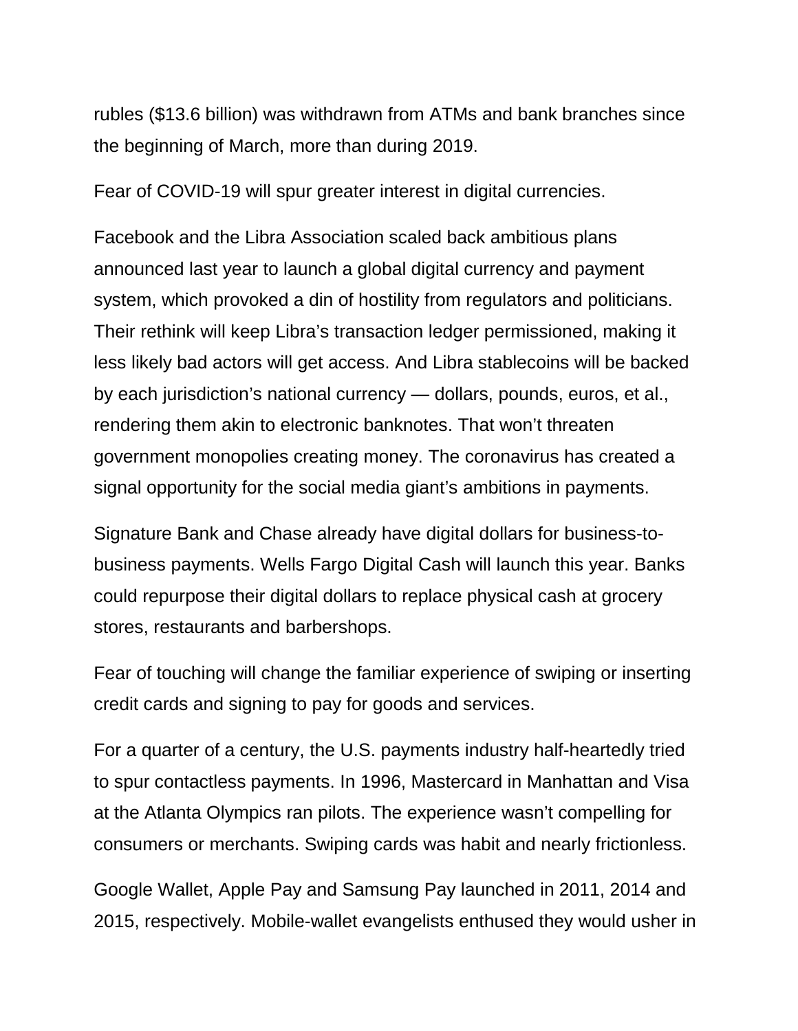rubles ($13.6 billion) was withdrawn from ATMs and bank branches since the beginning of March, more than during 2019.

Fear of COVID-19 will spur greater interest in digital currencies.

Facebook and the Libra Association scaled back ambitious plans announced last year to launch a global digital currency and payment system, which provoked a din of hostility from regulators and politicians. Their rethink will keep Libra's transaction ledger permissioned, making it less likely bad actors will get access. And Libra stablecoins will be backed by each jurisdiction's national currency — dollars, pounds, euros, et al., rendering them akin to electronic banknotes. That won't threaten government monopolies creating money. The coronavirus has created a signal opportunity for the social media giant's ambitions in payments.

Signature Bank and Chase already have digital dollars for business-to-business payments. Wells Fargo Digital Cash will launch this year. Banks could repurpose their digital dollars to replace physical cash at grocery stores, restaurants and barbershops.

Fear of touching will change the familiar experience of swiping or inserting credit cards and signing to pay for goods and services.

For a quarter of a century, the U.S. payments industry half-heartedly tried to spur contactless payments. In 1996, Mastercard in Manhattan and Visa at the Atlanta Olympics ran pilots. The experience wasn't compelling for consumers or merchants. Swiping cards was habit and nearly frictionless.

Google Wallet, Apple Pay and Samsung Pay launched in 2011, 2014 and 2015, respectively. Mobile-wallet evangelists enthused they would usher in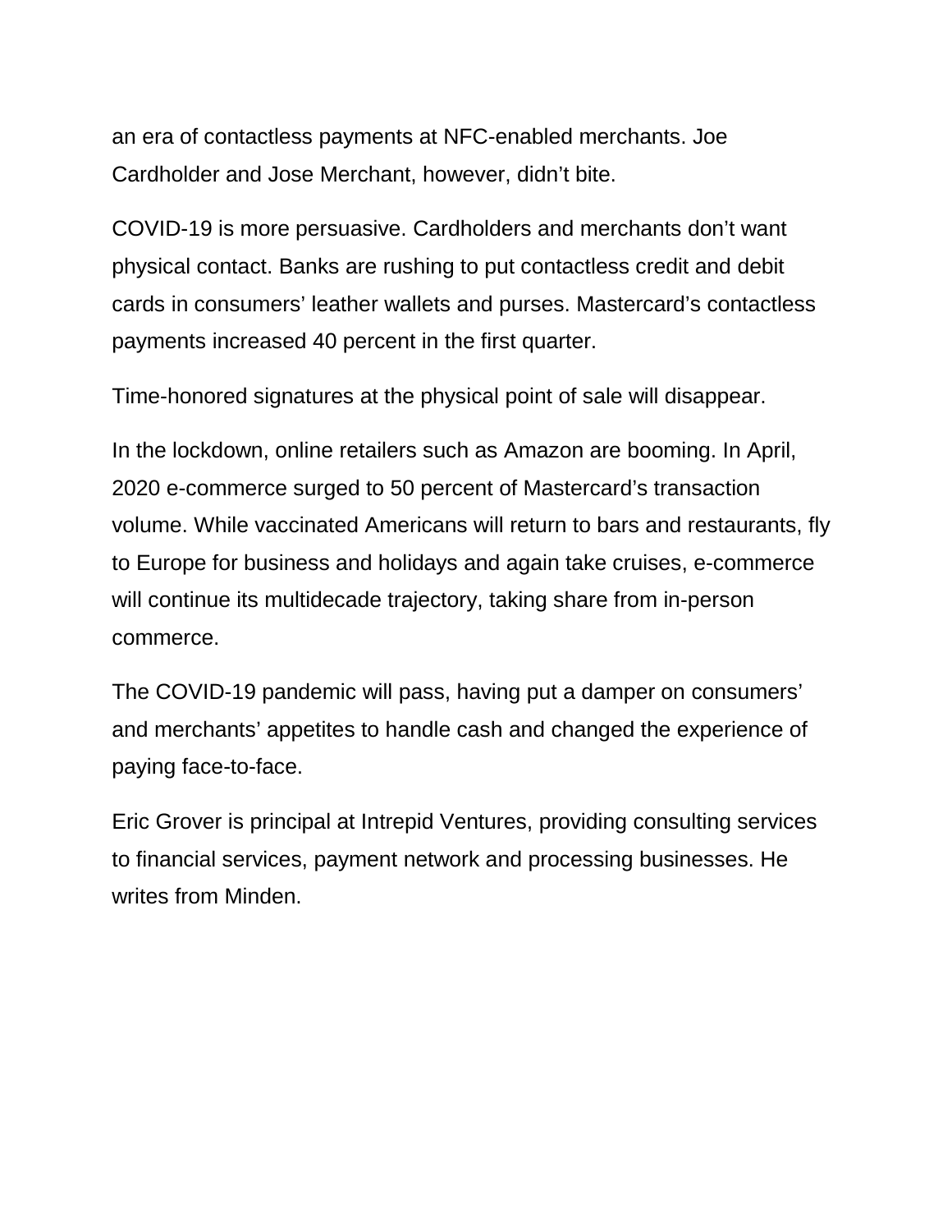an era of contactless payments at NFC-enabled merchants. Joe Cardholder and Jose Merchant, however, didn't bite.

COVID-19 is more persuasive. Cardholders and merchants don't want physical contact. Banks are rushing to put contactless credit and debit cards in consumers' leather wallets and purses. Mastercard's contactless payments increased 40 percent in the first quarter.

Time-honored signatures at the physical point of sale will disappear.

In the lockdown, online retailers such as Amazon are booming. In April, 2020 e-commerce surged to 50 percent of Mastercard's transaction volume. While vaccinated Americans will return to bars and restaurants, fly to Europe for business and holidays and again take cruises, e-commerce will continue its multidecade trajectory, taking share from in-person commerce.

The COVID-19 pandemic will pass, having put a damper on consumers' and merchants' appetites to handle cash and changed the experience of paying face-to-face.

Eric Grover is principal at Intrepid Ventures, providing consulting services to financial services, payment network and processing businesses. He writes from Minden.